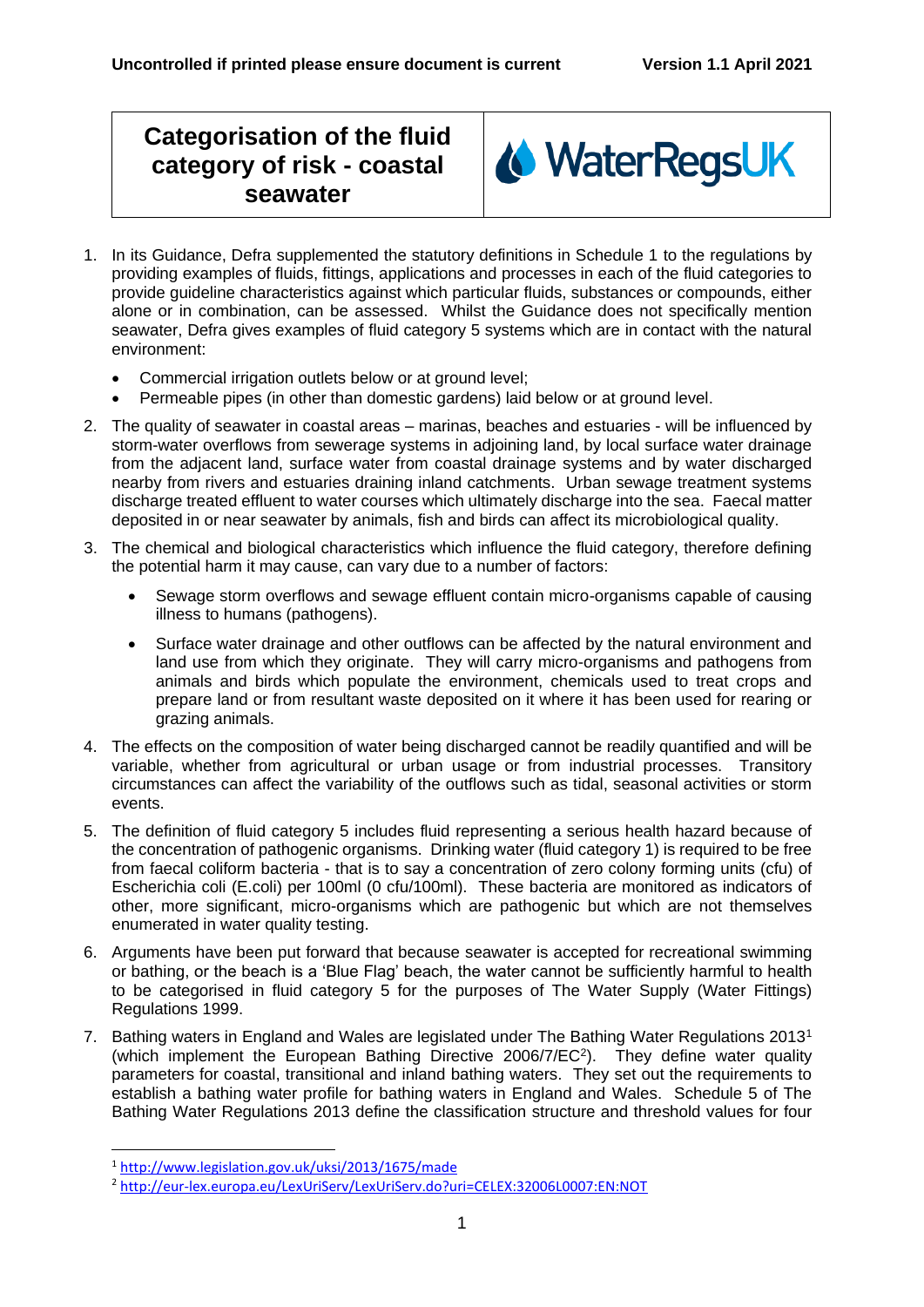# Categorisation of the fluid category of risk - coastal seawater

WaterRegsUK

1. In its Guidance, Defra supplemented the statutory definitions in Schedule 1 to the regulations by providing examples of fluids, fittings, applications and processes in each of the fluid categories to provide guideline characteristics against which particular fluids, substances or compounds, either alone or in combination, can be assessed. Whilst the Guidance does not specifically mention seawater, Defra gives examples of fluid category 5 systems which are in contact with the natural environment:

   - Commercial irrigation outlets below or at ground level;
   - Permeable pipes (in other than domestic gardens) laid below or at ground level.

2. The quality of seawater in coastal areas – marinas, beaches and estuaries - will be influenced by storm-water overflows from sewerage systems in adjoining land, by local surface water drainage from the adjacent land, surface water from coastal drainage systems and by water discharged nearby from rivers and estuaries draining inland catchments. Urban sewage treatment systems discharge treated effluent to water courses which ultimately discharge into the sea. Faecal matter deposited in or near seawater by animals, fish and birds can affect its microbiological quality.

3. The chemical and biological characteristics which influence the fluid category, therefore defining the potential harm it may cause, can vary due to a number of factors:

   - Sewage storm overflows and sewage effluent contain micro-organisms capable of causing illness to humans (pathogens).

   - Surface water drainage and other outflows can be affected by the natural environment and land use from which they originate. They will carry micro-organisms and pathogens from animals and birds which populate the environment, chemicals used to treat crops and prepare land or from resultant waste deposited on it where it has been used for rearing or grazing animals.

4. The effects on the composition of water being discharged cannot be readily quantified and will be variable, whether from agricultural or urban usage or from industrial processes. Transitory circumstances can affect the variability of the outflows such as tidal, seasonal activities or storm events.

5. The definition of fluid category 5 includes fluid representing a serious health hazard because of the concentration of pathogenic organisms. Drinking water (fluid category 1) is required to be free from faecal coliform bacteria - that is to say a concentration of zero colony forming units (cfu) of Escherichia coli (E.coli) per 100ml (0 cfu/100ml). These bacteria are monitored as indicators of other, more significant, micro-organisms which are pathogenic but which are not themselves enumerated in water quality testing.

6. Arguments have been put forward that because seawater is accepted for recreational swimming or bathing, or the beach is a 'Blue Flag' beach, the water cannot be sufficiently harmful to health to be categorised in fluid category 5 for the purposes of The Water Supply (Water Fittings) Regulations 1999.

7. Bathing waters in England and Wales are legislated under The Bathing Water Regulations 2013[1] (which implement the European Bathing Directive 2006/7/EC[2]). They define water quality parameters for coastal, transitional and inland bathing waters. They set out the requirements to establish a bathing water profile for bathing waters in England and Wales. Schedule 5 of The Bathing Water Regulations 2013 define the classification structure and threshold values for four

---

[1] http://www.legislation.gov.uk/uksi/2013/1675/made

[2] http://eur-lex.europa.eu/LexUriServ/LexUriServ.do?uri=CELEX:32006L0007:EN:NOT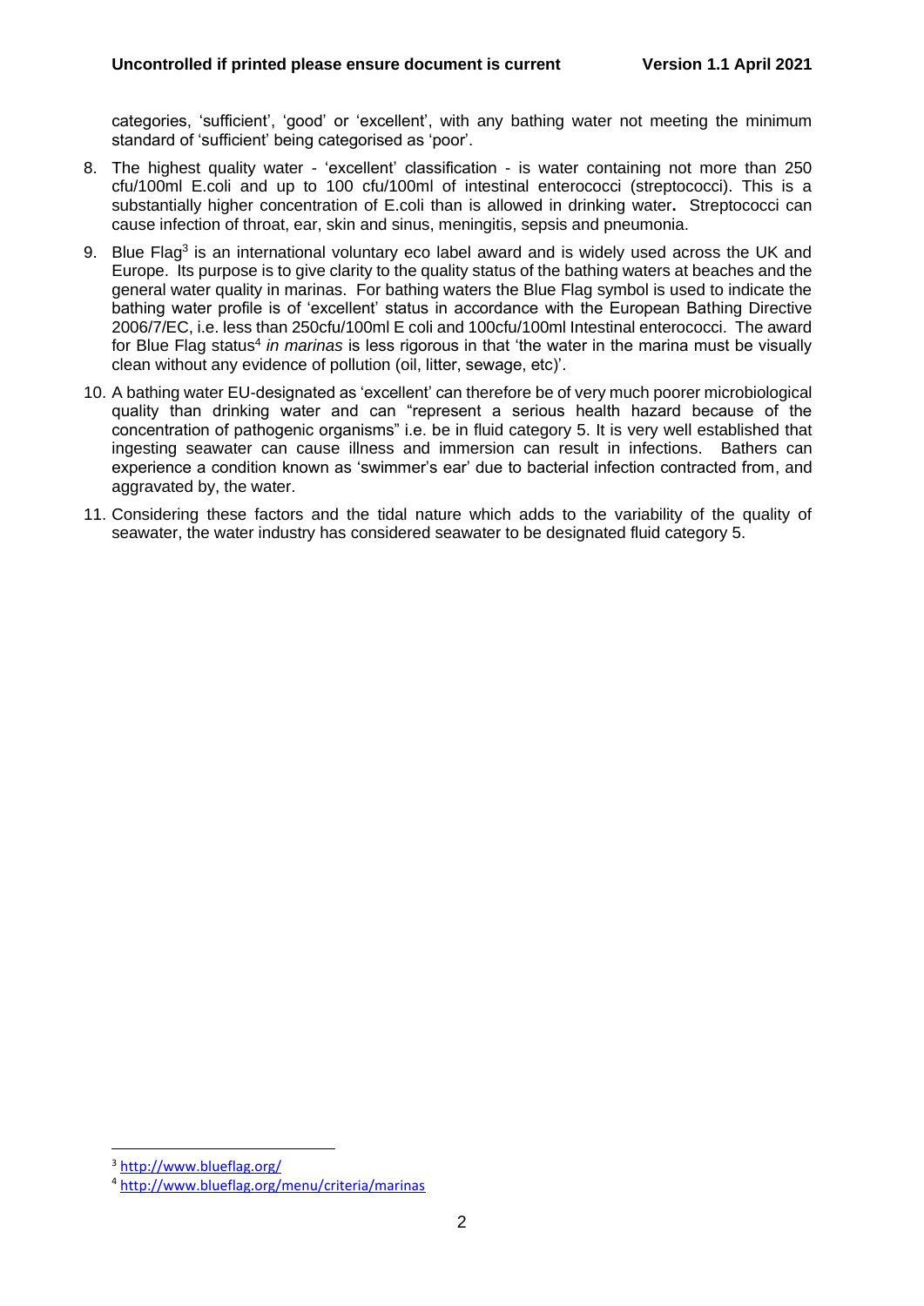categories, 'sufficient', 'good' or 'excellent', with any bathing water not meeting the minimum standard of 'sufficient' being categorised as 'poor'.

8. The highest quality water - 'excellent' classification - is water containing not more than 250 cfu/100ml E.coli and up to 100 cfu/100ml of intestinal enterococci (streptococci). This is a substantially higher concentration of E.coli than is allowed in drinking water**.** Streptococci can cause infection of throat, ear, skin and sinus, meningitis, sepsis and pneumonia.

9. Blue Flag[3] is an international voluntary eco label award and is widely used across the UK and Europe. Its purpose is to give clarity to the quality status of the bathing waters at beaches and the general water quality in marinas. For bathing waters the Blue Flag symbol is used to indicate the bathing water profile is of 'excellent' status in accordance with the European Bathing Directive 2006/7/EC, i.e. less than 250cfu/100ml E coli and 100cfu/100ml Intestinal enterococci. The award for Blue Flag status[4] *in marinas* is less rigorous in that 'the water in the marina must be visually clean without any evidence of pollution (oil, litter, sewage, etc)'.

10. A bathing water EU-designated as 'excellent' can therefore be of very much poorer microbiological quality than drinking water and can "represent a serious health hazard because of the concentration of pathogenic organisms" i.e. be in fluid category 5. It is very well established that ingesting seawater can cause illness and immersion can result in infections. Bathers can experience a condition known as 'swimmer's ear' due to bacterial infection contracted from, and aggravated by, the water.

11. Considering these factors and the tidal nature which adds to the variability of the quality of seawater, the water industry has considered seawater to be designated fluid category 5.

---

[3] http://www.blueflag.org/

[4] http://www.blueflag.org/menu/criteria/marinas